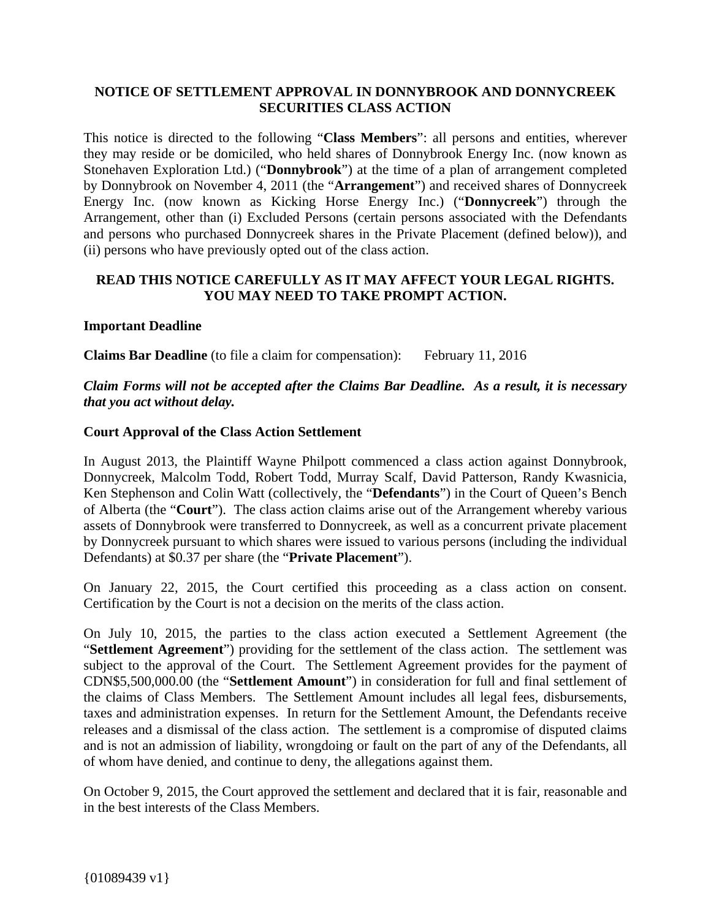# NOTICE OF SETTLEMENT APPROVAL IN DONNYBROOK AND DONNYCREEK SECURITIES CLASS ACTION

This notice is directed to the following "**Class Members**": all persons and entities, wherever they may reside or be domiciled, who held shares of Donnybrook Energy Inc. (now known as Stonehaven Exploration Ltd.) ("**Donnybrook**") at the time of a plan of arrangement completed by Donnybrook on November 4, 2011 (the "**Arrangement**") and received shares of Donnycreek Energy Inc. (now known as Kicking Horse Energy Inc.) ("**Donnycreek**") through the Arrangement, other than (i) Excluded Persons (certain persons associated with the Defendants and persons who purchased Donnycreek shares in the Private Placement (defined below)), and (ii) persons who have previously opted out of the class action.

**READ THIS NOTICE CAREFULLY AS IT MAY AFFECT YOUR LEGAL RIGHTS. YOU MAY NEED TO TAKE PROMPT ACTION.**

**Important Deadline**

**Claims Bar Deadline** (to file a claim for compensation): February 11, 2016

***Claim Forms will not be accepted after the Claims Bar Deadline. As a result, it is necessary that you act without delay.***

**Court Approval of the Class Action Settlement**

In August 2013, the Plaintiff Wayne Philpott commenced a class action against Donnybrook, Donnycreek, Malcolm Todd, Robert Todd, Murray Scalf, David Patterson, Randy Kwasnicia, Ken Stephenson and Colin Watt (collectively, the "**Defendants**") in the Court of Queen's Bench of Alberta (the "**Court**"). The class action claims arise out of the Arrangement whereby various assets of Donnybrook were transferred to Donnycreek, as well as a concurrent private placement by Donnycreek pursuant to which shares were issued to various persons (including the individual Defendants) at $0.37 per share (the "**Private Placement**").

On January 22, 2015, the Court certified this proceeding as a class action on consent. Certification by the Court is not a decision on the merits of the class action.

On July 10, 2015, the parties to the class action executed a Settlement Agreement (the "**Settlement Agreement**") providing for the settlement of the class action. The settlement was subject to the approval of the Court. The Settlement Agreement provides for the payment of CDN$5,500,000.00 (the "**Settlement Amount**") in consideration for full and final settlement of the claims of Class Members. The Settlement Amount includes all legal fees, disbursements, taxes and administration expenses. In return for the Settlement Amount, the Defendants receive releases and a dismissal of the class action. The settlement is a compromise of disputed claims and is not an admission of liability, wrongdoing or fault on the part of any of the Defendants, all of whom have denied, and continue to deny, the allegations against them.

On October 9, 2015, the Court approved the settlement and declared that it is fair, reasonable and in the best interests of the Class Members.

{01089439 v1}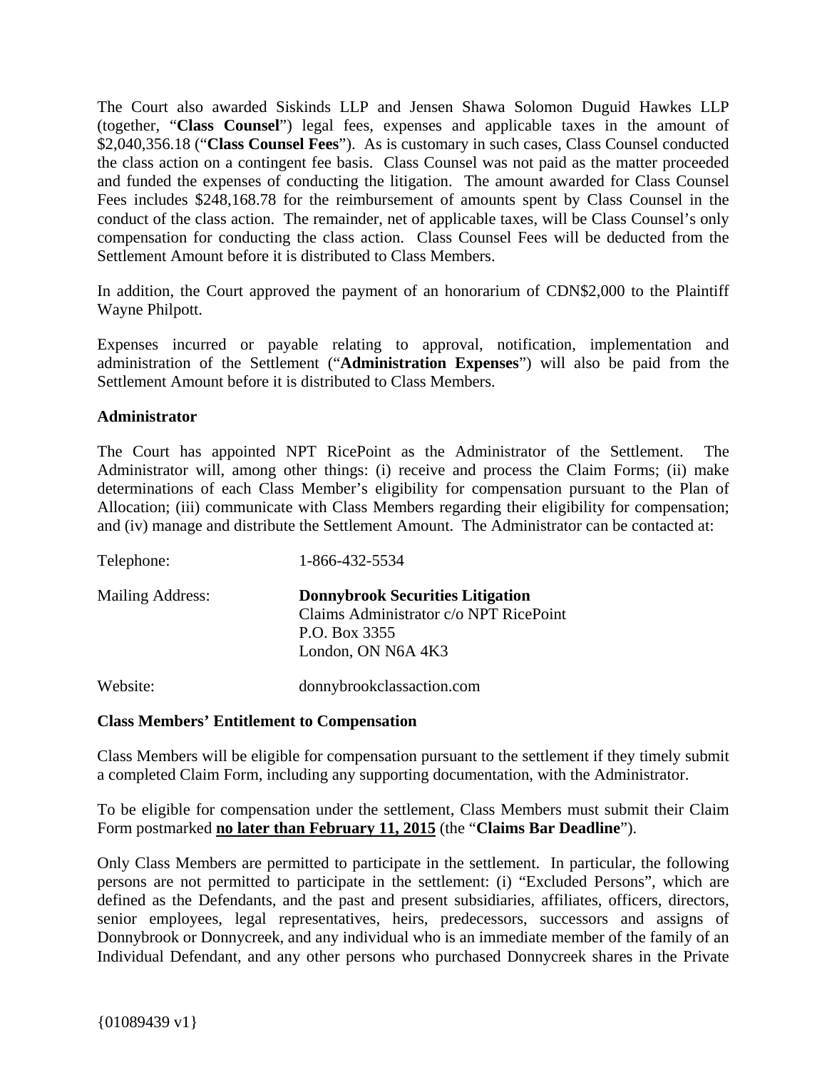The Court also awarded Siskinds LLP and Jensen Shawa Solomon Duguid Hawkes LLP (together, "**Class Counsel**") legal fees, expenses and applicable taxes in the amount of $2,040,356.18 ("**Class Counsel Fees**"). As is customary in such cases, Class Counsel conducted the class action on a contingent fee basis. Class Counsel was not paid as the matter proceeded and funded the expenses of conducting the litigation. The amount awarded for Class Counsel Fees includes $248,168.78 for the reimbursement of amounts spent by Class Counsel in the conduct of the class action. The remainder, net of applicable taxes, will be Class Counsel's only compensation for conducting the class action. Class Counsel Fees will be deducted from the Settlement Amount before it is distributed to Class Members.

In addition, the Court approved the payment of an honorarium of CDN$2,000 to the Plaintiff Wayne Philpott.

Expenses incurred or payable relating to approval, notification, implementation and administration of the Settlement ("**Administration Expenses**") will also be paid from the Settlement Amount before it is distributed to Class Members.

**Administrator**

The Court has appointed NPT RicePoint as the Administrator of the Settlement. The Administrator will, among other things: (i) receive and process the Claim Forms; (ii) make determinations of each Class Member's eligibility for compensation pursuant to the Plan of Allocation; (iii) communicate with Class Members regarding their eligibility for compensation; and (iv) manage and distribute the Settlement Amount. The Administrator can be contacted at:

Telephone: 1-866-432-5534

Mailing Address: **Donnybrook Securities Litigation**
Claims Administrator c/o NPT RicePoint
P.O. Box 3355
London, ON N6A 4K3

Website: donnybrookclassaction.com

**Class Members' Entitlement to Compensation**

Class Members will be eligible for compensation pursuant to the settlement if they timely submit a completed Claim Form, including any supporting documentation, with the Administrator.

To be eligible for compensation under the settlement, Class Members must submit their Claim Form postmarked **no later than February 11, 2015** (the "**Claims Bar Deadline**").

Only Class Members are permitted to participate in the settlement. In particular, the following persons are not permitted to participate in the settlement: (i) "Excluded Persons", which are defined as the Defendants, and the past and present subsidiaries, affiliates, officers, directors, senior employees, legal representatives, heirs, predecessors, successors and assigns of Donnybrook or Donnycreek, and any individual who is an immediate member of the family of an Individual Defendant, and any other persons who purchased Donnycreek shares in the Private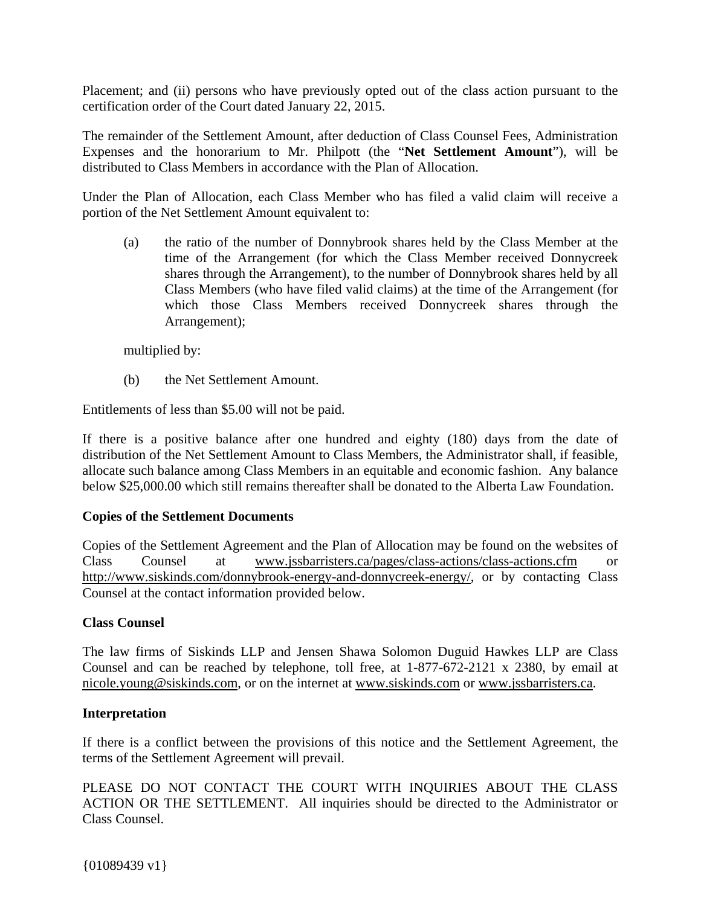Placement; and (ii) persons who have previously opted out of the class action pursuant to the certification order of the Court dated January 22, 2015.

The remainder of the Settlement Amount, after deduction of Class Counsel Fees, Administration Expenses and the honorarium to Mr. Philpott (the "**Net Settlement Amount**"), will be distributed to Class Members in accordance with the Plan of Allocation.

Under the Plan of Allocation, each Class Member who has filed a valid claim will receive a portion of the Net Settlement Amount equivalent to:

(a) the ratio of the number of Donnybrook shares held by the Class Member at the time of the Arrangement (for which the Class Member received Donnycreek shares through the Arrangement), to the number of Donnybrook shares held by all Class Members (who have filed valid claims) at the time of the Arrangement (for which those Class Members received Donnycreek shares through the Arrangement);

multiplied by:

(b) the Net Settlement Amount.

Entitlements of less than $5.00 will not be paid.

If there is a positive balance after one hundred and eighty (180) days from the date of distribution of the Net Settlement Amount to Class Members, the Administrator shall, if feasible, allocate such balance among Class Members in an equitable and economic fashion. Any balance below $25,000.00 which still remains thereafter shall be donated to the Alberta Law Foundation.

**Copies of the Settlement Documents**

Copies of the Settlement Agreement and the Plan of Allocation may be found on the websites of Class Counsel at www.jssbarristers.ca/pages/class-actions/class-actions.cfm or http://www.siskinds.com/donnybrook-energy-and-donnycreek-energy/, or by contacting Class Counsel at the contact information provided below.

**Class Counsel**

The law firms of Siskinds LLP and Jensen Shawa Solomon Duguid Hawkes LLP are Class Counsel and can be reached by telephone, toll free, at 1-877-672-2121 x 2380, by email at nicole.young@siskinds.com, or on the internet at www.siskinds.com or www.jssbarristers.ca.

**Interpretation**

If there is a conflict between the provisions of this notice and the Settlement Agreement, the terms of the Settlement Agreement will prevail.

PLEASE DO NOT CONTACT THE COURT WITH INQUIRIES ABOUT THE CLASS ACTION OR THE SETTLEMENT. All inquiries should be directed to the Administrator or Class Counsel.

{01089439 v1}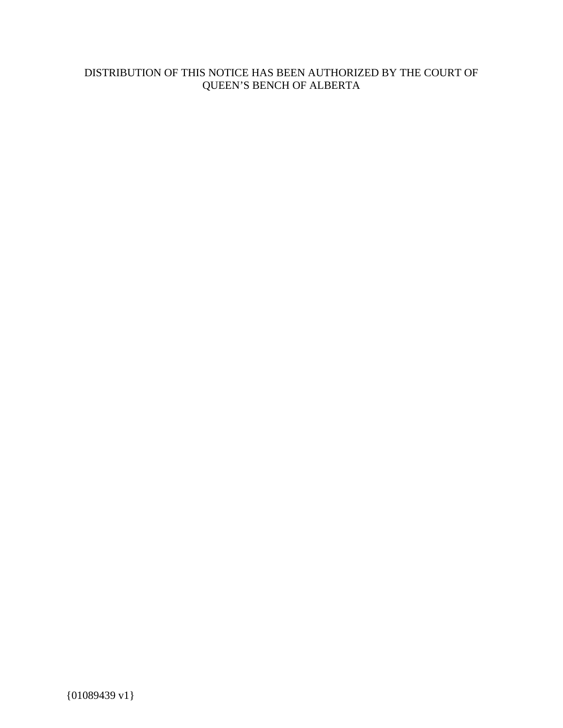DISTRIBUTION OF THIS NOTICE HAS BEEN AUTHORIZED BY THE COURT OF QUEEN'S BENCH OF ALBERTA

{01089439 v1}